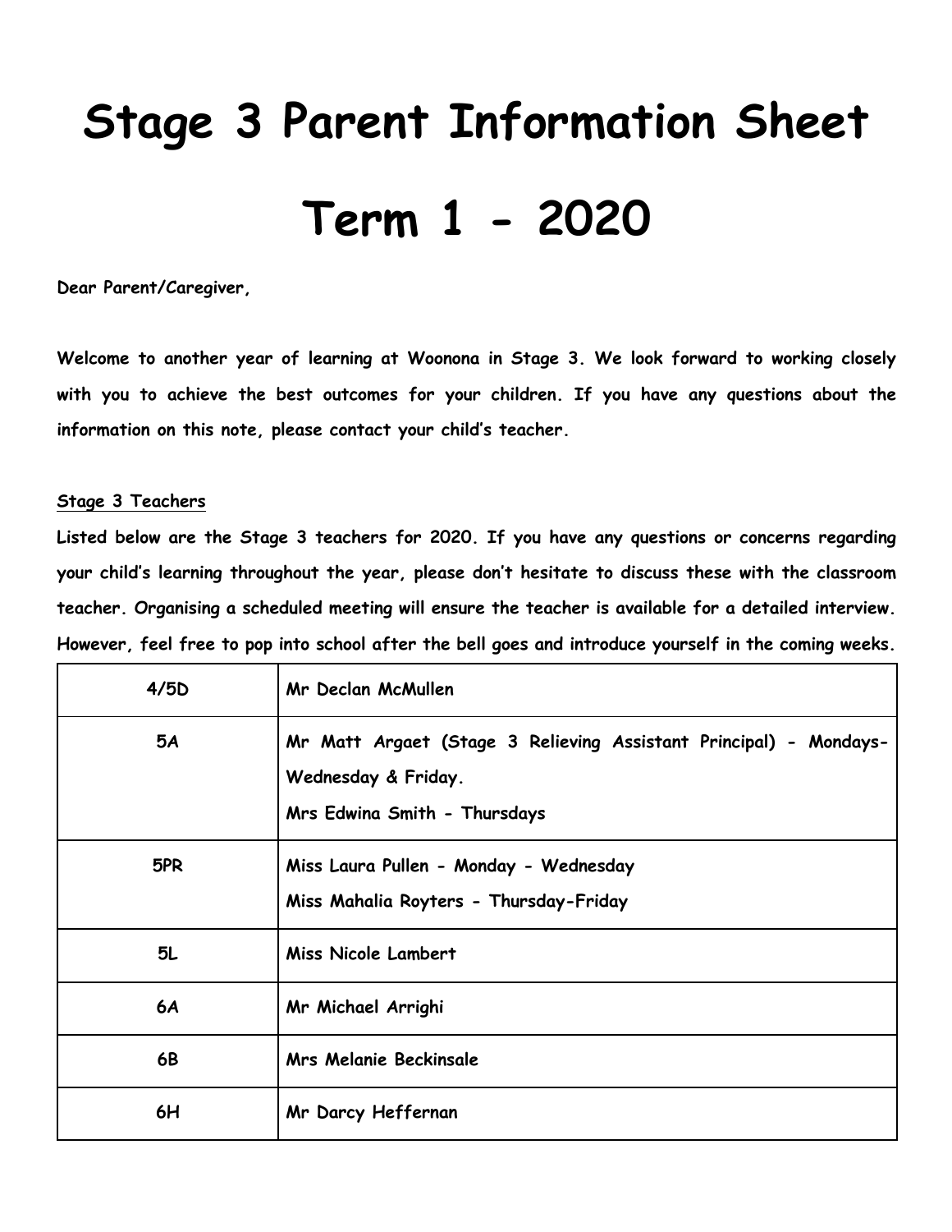# Stage 3 Parent Information Sheet

# Term 1 - 2020

**Dear Parent/Caregiver,**

**Welcome to another year of learning at Woonona in Stage 3. We look forward to working closely with you to achieve the best outcomes for your children. If you have any questions about the information on this note, please contact your child's teacher.**

**Stage 3 Teachers**

**Listed below are the Stage 3 teachers for 2020. If you have any questions or concerns regarding your child's learning throughout the year, please don't hesitate to discuss these with the classroom teacher. Organising a scheduled meeting will ensure the teacher is available for a detailed interview. However, feel free to pop into school after the bell goes and introduce yourself in the coming weeks.**

| | |
|---|---|
| **4/5D** | **Mr Declan McMullen** |
| **5A** | **Mr Matt Argaet (Stage 3 Relieving Assistant Principal) - Mondays-Wednesday & Friday.**<br>**Mrs Edwina Smith - Thursdays** |
| **5PR** | **Miss Laura Pullen - Monday - Wednesday**<br>**Miss Mahalia Royters - Thursday-Friday** |
| **5L** | **Miss Nicole Lambert** |
| **6A** | **Mr Michael Arrighi** |
| **6B** | **Mrs Melanie Beckinsale** |
| **6H** | **Mr Darcy Heffernan** |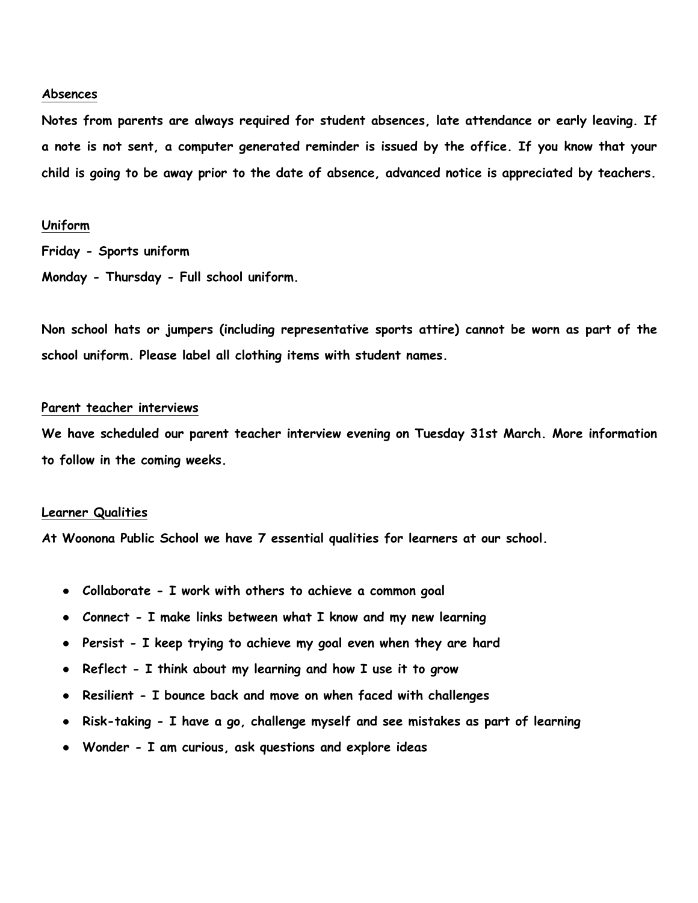## Absences

Notes from parents are always required for student absences, late attendance or early leaving. If a note is not sent, a computer generated reminder is issued by the office. If you know that your child is going to be away prior to the date of absence, advanced notice is appreciated by teachers.

## Uniform

Friday - Sports uniform

Monday - Thursday - Full school uniform.

Non school hats or jumpers (including representative sports attire) cannot be worn as part of the school uniform. Please label all clothing items with student names.

## Parent teacher interviews

We have scheduled our parent teacher interview evening on Tuesday 31st March. More information to follow in the coming weeks.

## Learner Qualities

At Woonona Public School we have 7 essential qualities for learners at our school.

- Collaborate - I work with others to achieve a common goal
- Connect - I make links between what I know and my new learning
- Persist - I keep trying to achieve my goal even when they are hard
- Reflect - I think about my learning and how I use it to grow
- Resilient - I bounce back and move on when faced with challenges
- Risk-taking - I have a go, challenge myself and see mistakes as part of learning
- Wonder - I am curious, ask questions and explore ideas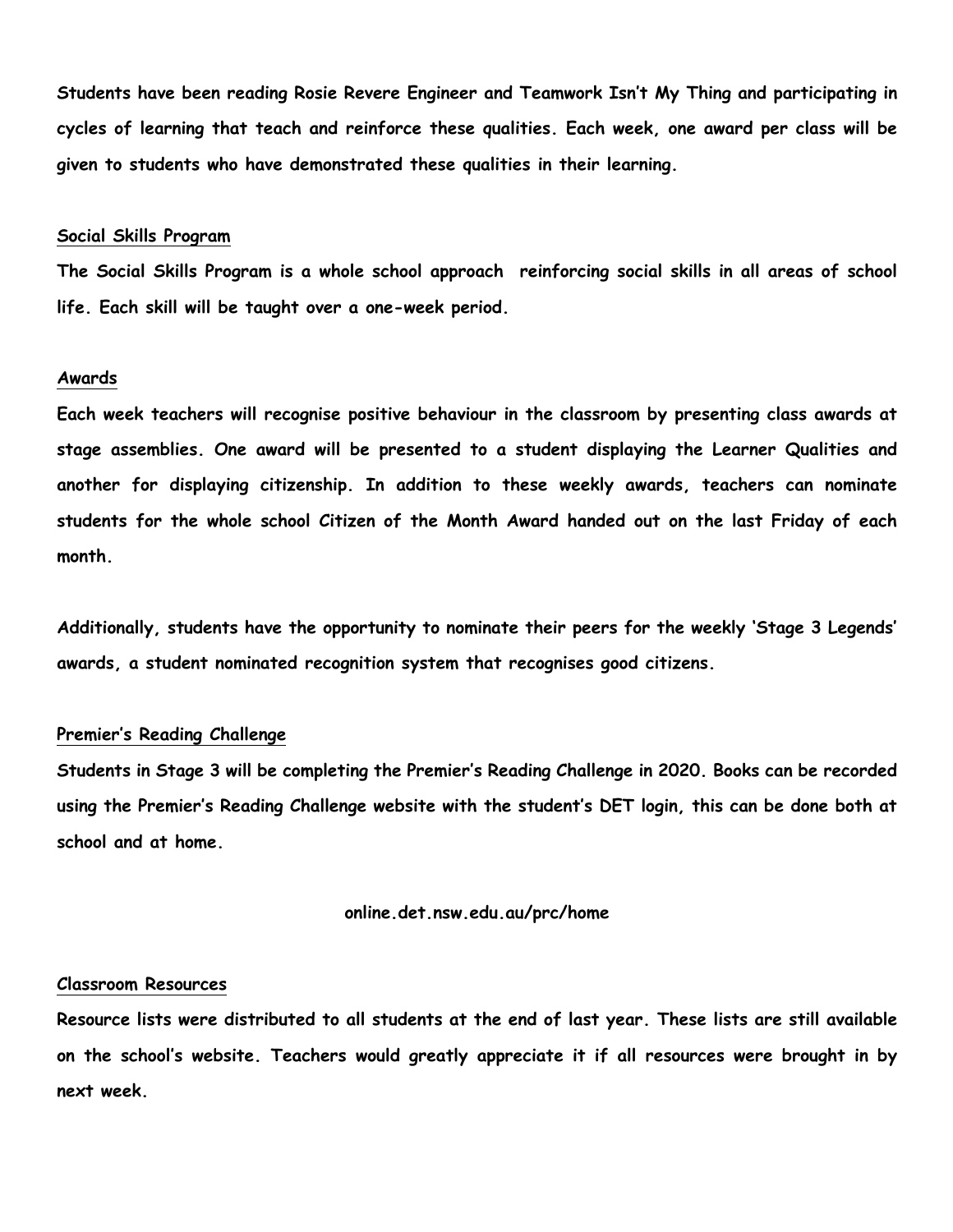**Students have been reading Rosie Revere Engineer and Teamwork Isn't My Thing and participating in cycles of learning that teach and reinforce these qualities. Each week, one award per class will be given to students who have demonstrated these qualities in their learning.**

## Social Skills Program

**The Social Skills Program is a whole school approach reinforcing social skills in all areas of school life. Each skill will be taught over a one-week period.**

## Awards

**Each week teachers will recognise positive behaviour in the classroom by presenting class awards at stage assemblies. One award will be presented to a student displaying the Learner Qualities and another for displaying citizenship. In addition to these weekly awards, teachers can nominate students for the whole school Citizen of the Month Award handed out on the last Friday of each month.**

**Additionally, students have the opportunity to nominate their peers for the weekly 'Stage 3 Legends' awards, a student nominated recognition system that recognises good citizens.**

## Premier's Reading Challenge

**Students in Stage 3 will be completing the Premier's Reading Challenge in 2020. Books can be recorded using the Premier's Reading Challenge website with the student's DET login, this can be done both at school and at home.**

**online.det.nsw.edu.au/prc/home**

## Classroom Resources

**Resource lists were distributed to all students at the end of last year. These lists are still available on the school's website. Teachers would greatly appreciate it if all resources were brought in by next week.**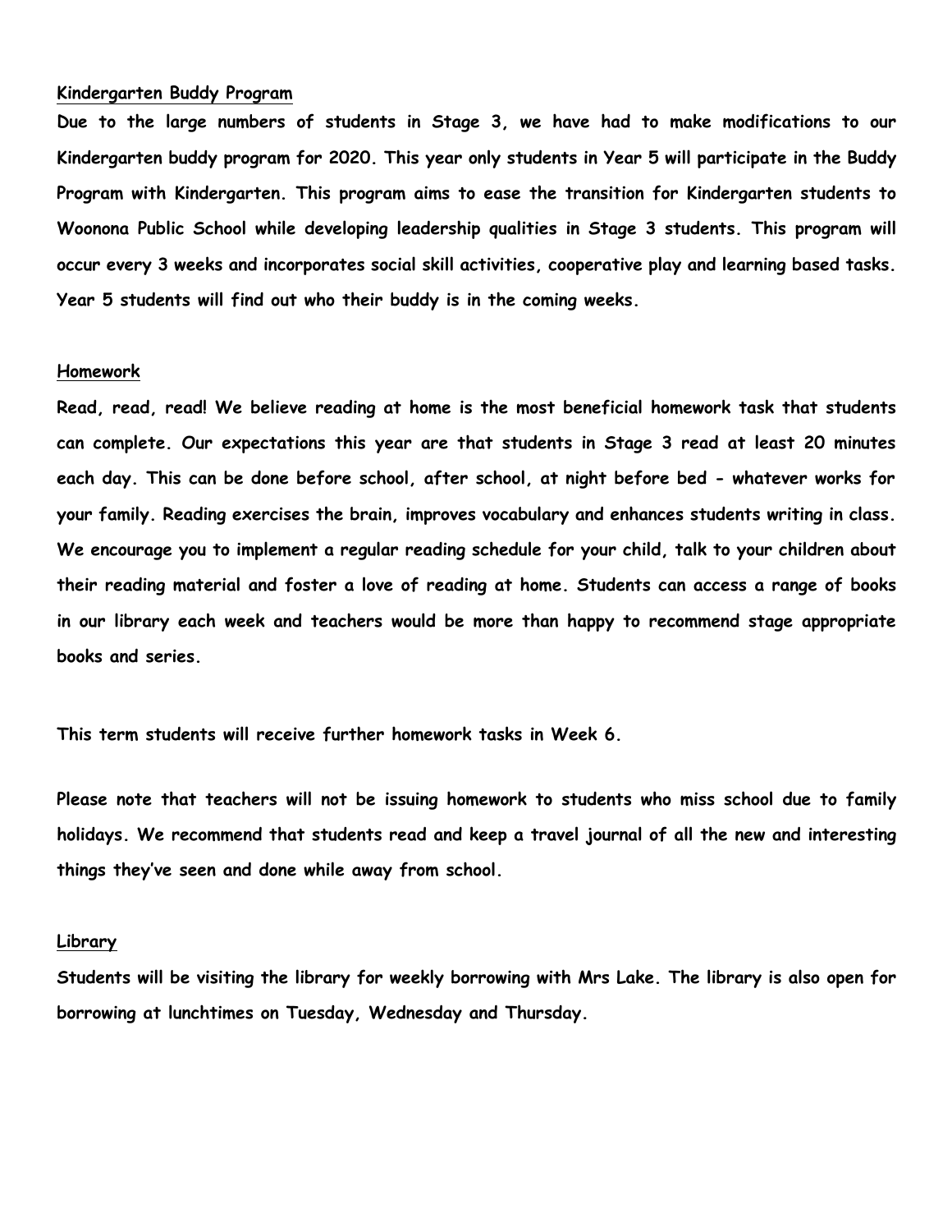## Kindergarten Buddy Program

**Due to the large numbers of students in Stage 3, we have had to make modifications to our Kindergarten buddy program for 2020. This year only students in Year 5 will participate in the Buddy Program with Kindergarten. This program aims to ease the transition for Kindergarten students to Woonona Public School while developing leadership qualities in Stage 3 students. This program will occur every 3 weeks and incorporates social skill activities, cooperative play and learning based tasks. Year 5 students will find out who their buddy is in the coming weeks.**

## Homework

**Read, read, read! We believe reading at home is the most beneficial homework task that students can complete. Our expectations this year are that students in Stage 3 read at least 20 minutes each day. This can be done before school, after school, at night before bed - whatever works for your family. Reading exercises the brain, improves vocabulary and enhances students writing in class. We encourage you to implement a regular reading schedule for your child, talk to your children about their reading material and foster a love of reading at home. Students can access a range of books in our library each week and teachers would be more than happy to recommend stage appropriate books and series.**

**This term students will receive further homework tasks in Week 6.**

**Please note that teachers will not be issuing homework to students who miss school due to family holidays. We recommend that students read and keep a travel journal of all the new and interesting things they've seen and done while away from school.**

## Library

**Students will be visiting the library for weekly borrowing with Mrs Lake. The library is also open for borrowing at lunchtimes on Tuesday, Wednesday and Thursday.**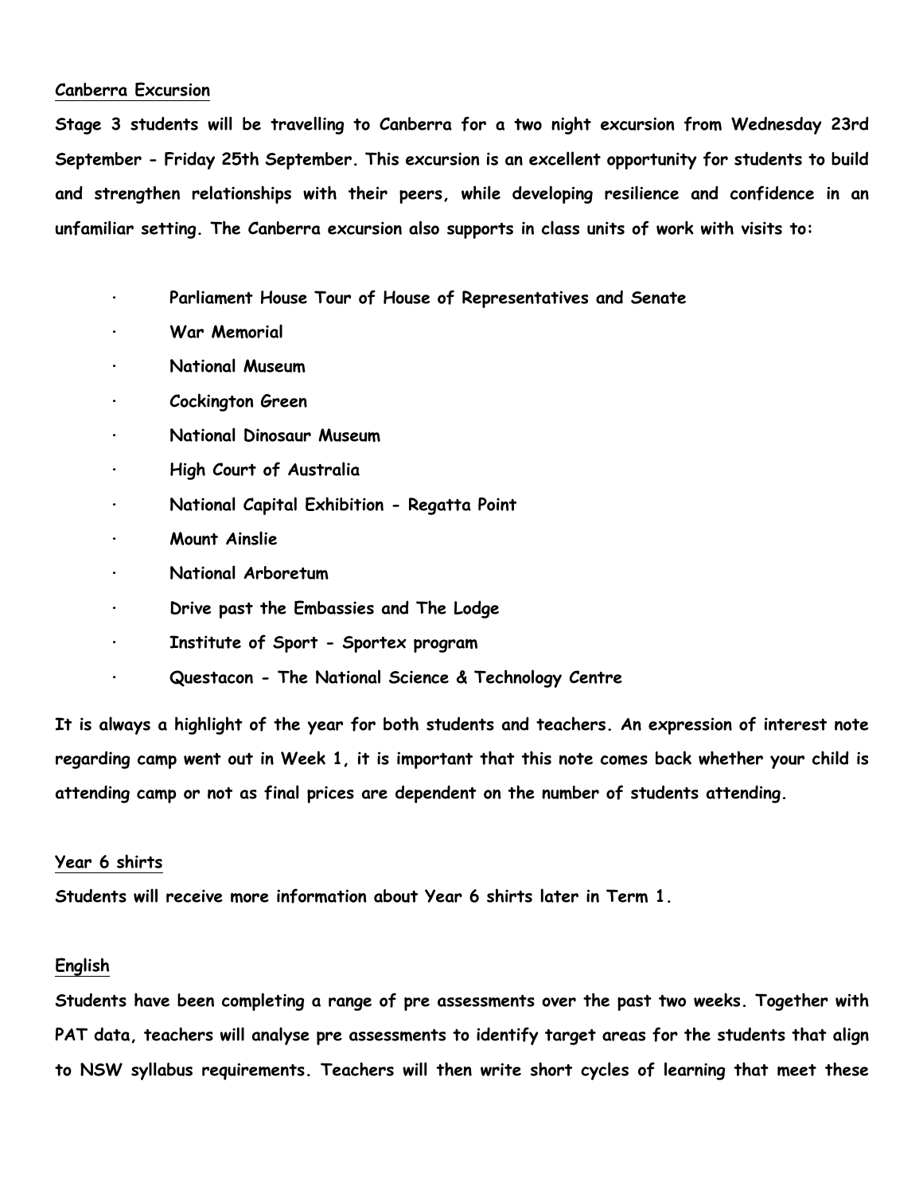## Canberra Excursion

**Stage 3 students will be travelling to Canberra for a two night excursion from Wednesday 23rd September - Friday 25th September. This excursion is an excellent opportunity for students to build and strengthen relationships with their peers, while developing resilience and confidence in an unfamiliar setting. The Canberra excursion also supports in class units of work with visits to:**

- **Parliament House Tour of House of Representatives and Senate**
- **War Memorial**
- **National Museum**
- **Cockington Green**
- **National Dinosaur Museum**
- **High Court of Australia**
- **National Capital Exhibition - Regatta Point**
- **Mount Ainslie**
- **National Arboretum**
- **Drive past the Embassies and The Lodge**
- **Institute of Sport - Sportex program**
- **Questacon - The National Science & Technology Centre**

**It is always a highlight of the year for both students and teachers. An expression of interest note regarding camp went out in Week 1, it is important that this note comes back whether your child is attending camp or not as final prices are dependent on the number of students attending.**

## Year 6 shirts

**Students will receive more information about Year 6 shirts later in Term 1.**

## English

**Students have been completing a range of pre assessments over the past two weeks. Together with PAT data, teachers will analyse pre assessments to identify target areas for the students that align to NSW syllabus requirements. Teachers will then write short cycles of learning that meet these**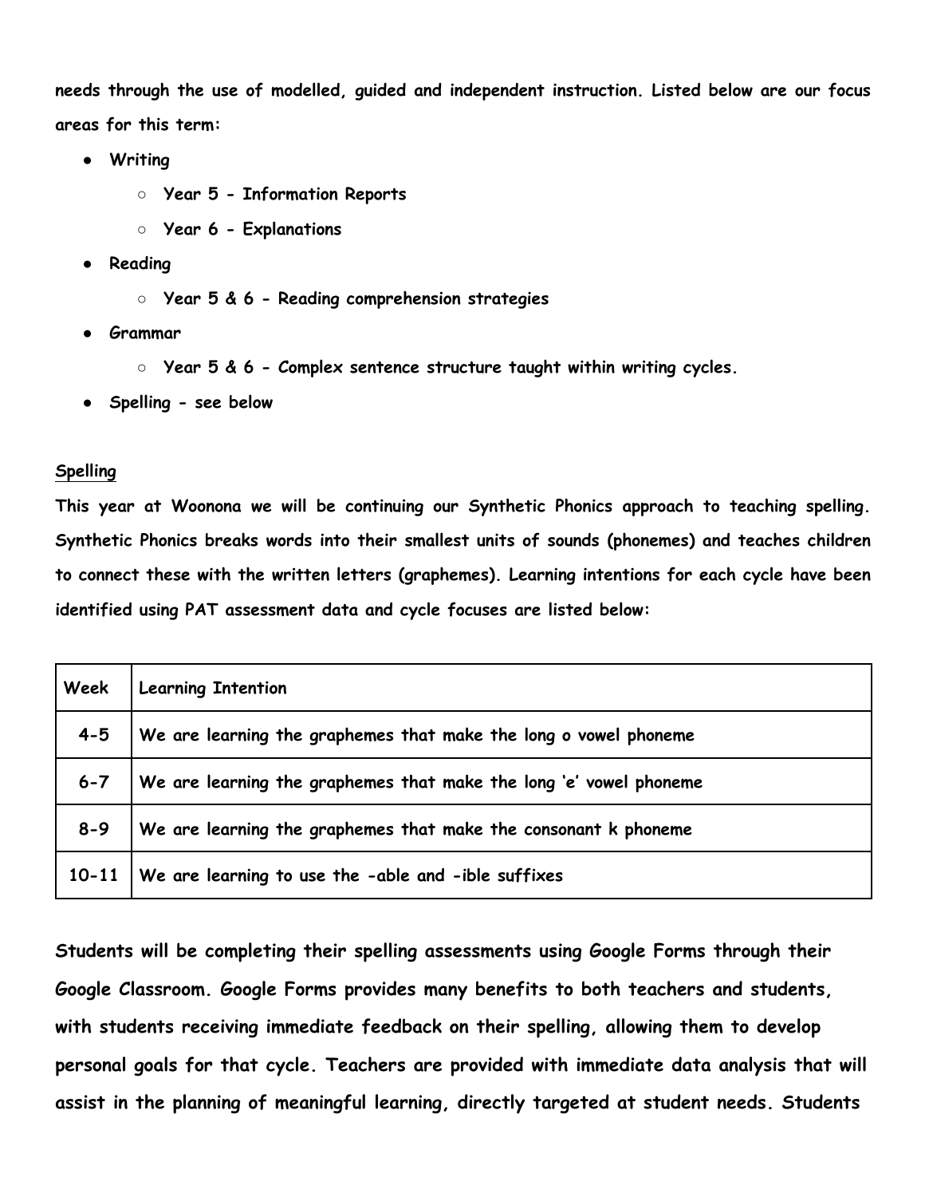**needs through the use of modelled, guided and independent instruction. Listed below are our focus areas for this term:**

- **Writing**
  - **Year 5 - Information Reports**
  - **Year 6 - Explanations**
- **Reading**
  - **Year 5 & 6 - Reading comprehension strategies**
- **Grammar**
  - **Year 5 & 6 - Complex sentence structure taught within writing cycles.**
- **Spelling - see below**

**Spelling**

**This year at Woonona we will be continuing our Synthetic Phonics approach to teaching spelling. Synthetic Phonics breaks words into their smallest units of sounds (phonemes) and teaches children to connect these with the written letters (graphemes). Learning intentions for each cycle have been identified using PAT assessment data and cycle focuses are listed below:**

| Week | Learning Intention |
|---|---|
| 4-5 | We are learning the graphemes that make the long o vowel phoneme |
| 6-7 | We are learning the graphemes that make the long 'e' vowel phoneme |
| 8-9 | We are learning the graphemes that make the consonant k phoneme |
| 10-11 | We are learning to use the -able and -ible suffixes |

**Students will be completing their spelling assessments using Google Forms through their Google Classroom. Google Forms provides many benefits to both teachers and students, with students receiving immediate feedback on their spelling, allowing them to develop personal goals for that cycle. Teachers are provided with immediate data analysis that will assist in the planning of meaningful learning, directly targeted at student needs. Students**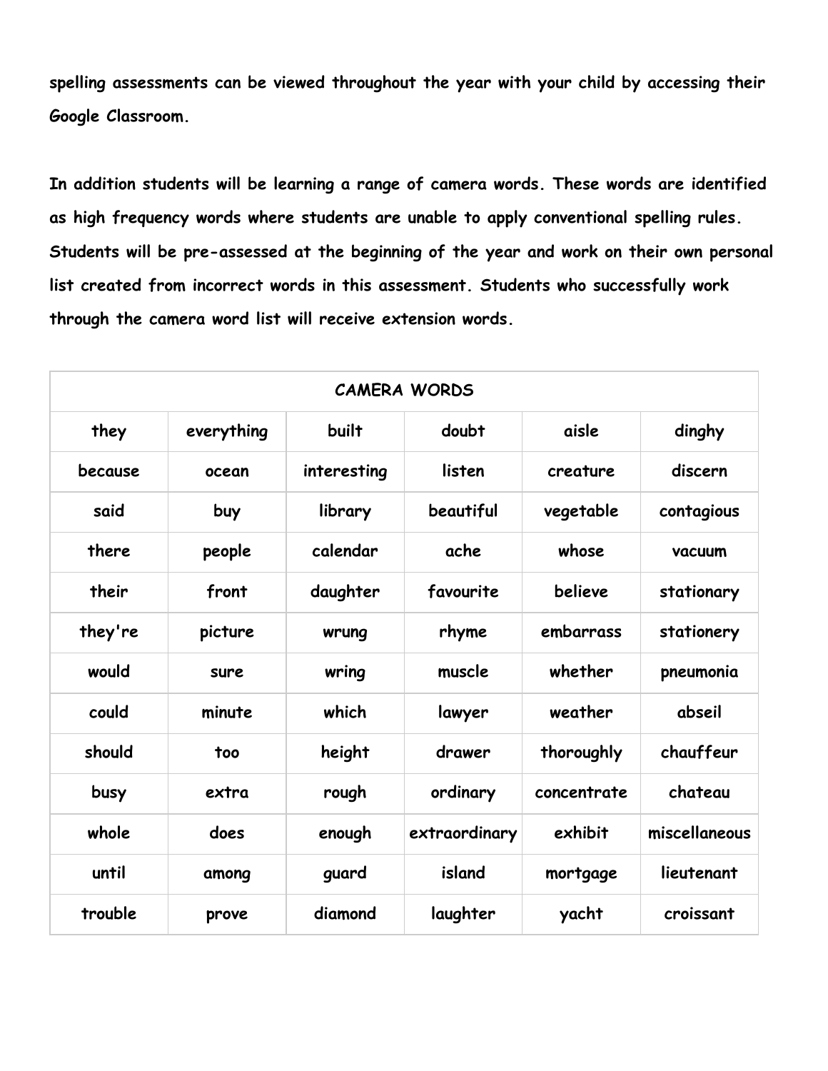**spelling assessments can be viewed throughout the year with your child by accessing their Google Classroom.**

**In addition students will be learning a range of camera words. These words are identified as high frequency words where students are unable to apply conventional spelling rules. Students will be pre-assessed at the beginning of the year and work on their own personal list created from incorrect words in this assessment. Students who successfully work through the camera word list will receive extension words.**

| CAMERA WORDS | | | | | |
|---|---|---|---|---|---|
| they | everything | built | doubt | aisle | dinghy |
| because | ocean | interesting | listen | creature | discern |
| said | buy | library | beautiful | vegetable | contagious |
| there | people | calendar | ache | whose | vacuum |
| their | front | daughter | favourite | believe | stationary |
| they're | picture | wrung | rhyme | embarrass | stationery |
| would | sure | wring | muscle | whether | pneumonia |
| could | minute | which | lawyer | weather | abseil |
| should | too | height | drawer | thoroughly | chauffeur |
| busy | extra | rough | ordinary | concentrate | chateau |
| whole | does | enough | extraordinary | exhibit | miscellaneous |
| until | among | guard | island | mortgage | lieutenant |
| trouble | prove | diamond | laughter | yacht | croissant |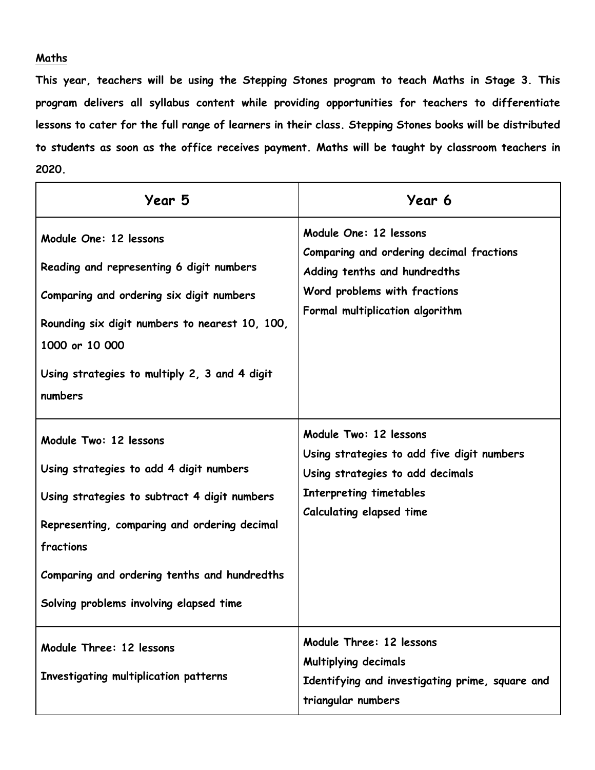## Maths

**This year, teachers will be using the Stepping Stones program to teach Maths in Stage 3. This program delivers all syllabus content while providing opportunities for teachers to differentiate lessons to cater for the full range of learners in their class. Stepping Stones books will be distributed to students as soon as the office receives payment. Maths will be taught by classroom teachers in 2020.**

| Year 5 | Year 6 |
|---|---|
| Module One: 12 lessons<br>Reading and representing 6 digit numbers<br>Comparing and ordering six digit numbers<br>Rounding six digit numbers to nearest 10, 100, 1000 or 10 000<br>Using strategies to multiply 2, 3 and 4 digit numbers | Module One: 12 lessons<br>Comparing and ordering decimal fractions<br>Adding tenths and hundredths<br>Word problems with fractions<br>Formal multiplication algorithm |
| Module Two: 12 lessons<br>Using strategies to add 4 digit numbers<br>Using strategies to subtract 4 digit numbers<br>Representing, comparing and ordering decimal fractions<br>Comparing and ordering tenths and hundredths<br>Solving problems involving elapsed time | Module Two: 12 lessons<br>Using strategies to add five digit numbers<br>Using strategies to add decimals<br>Interpreting timetables<br>Calculating elapsed time |
| Module Three: 12 lessons<br>Investigating multiplication patterns | Module Three: 12 lessons<br>Multiplying decimals<br>Identifying and investigating prime, square and triangular numbers |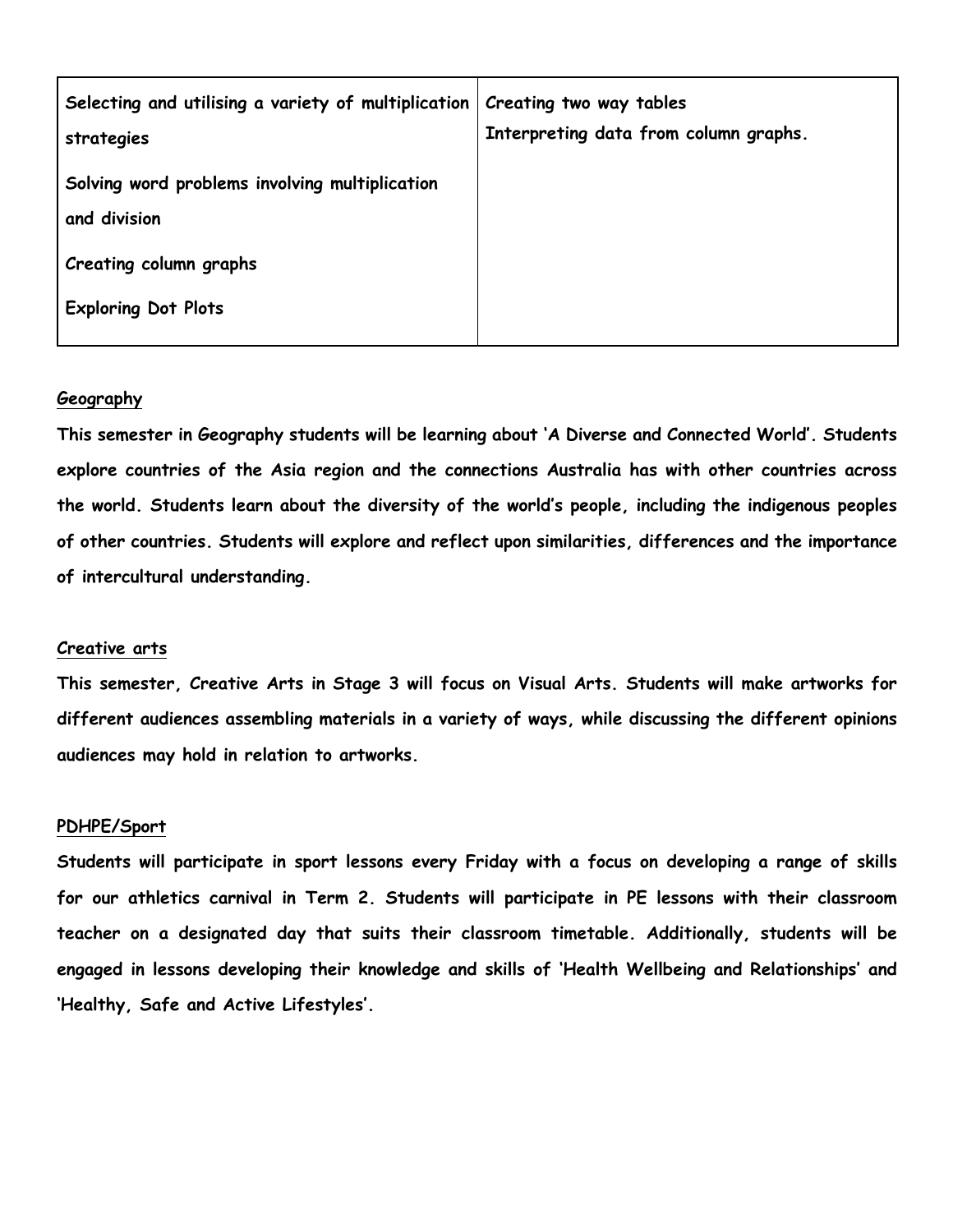| Selecting and utilising a variety of multiplication strategies<br><br>Solving word problems involving multiplication and division<br><br>Creating column graphs<br><br>Exploring Dot Plots | Creating two way tables<br>Interpreting data from column graphs. |
|---|---|

**Geography**

**This semester in Geography students will be learning about 'A Diverse and Connected World'. Students explore countries of the Asia region and the connections Australia has with other countries across the world. Students learn about the diversity of the world's people, including the indigenous peoples of other countries. Students will explore and reflect upon similarities, differences and the importance of intercultural understanding.**

**Creative arts**

**This semester, Creative Arts in Stage 3 will focus on Visual Arts. Students will make artworks for different audiences assembling materials in a variety of ways, while discussing the different opinions audiences may hold in relation to artworks.**

**PDHPE/Sport**

**Students will participate in sport lessons every Friday with a focus on developing a range of skills for our athletics carnival in Term 2. Students will participate in PE lessons with their classroom teacher on a designated day that suits their classroom timetable. Additionally, students will be engaged in lessons developing their knowledge and skills of 'Health Wellbeing and Relationships' and 'Healthy, Safe and Active Lifestyles'.**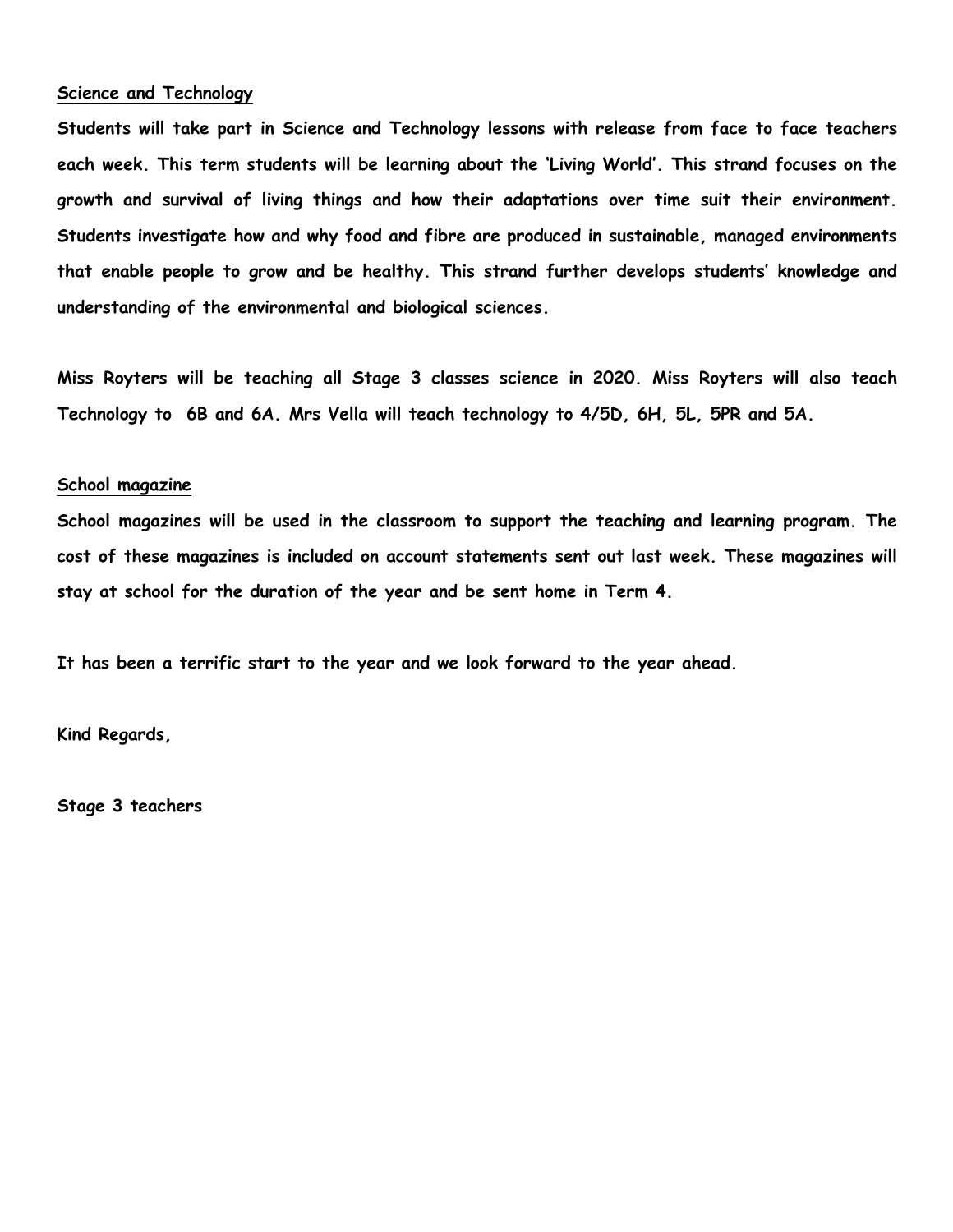## Science and Technology

**Students will take part in Science and Technology lessons with release from face to face teachers each week. This term students will be learning about the 'Living World'. This strand focuses on the growth and survival of living things and how their adaptations over time suit their environment. Students investigate how and why food and fibre are produced in sustainable, managed environments that enable people to grow and be healthy. This strand further develops students' knowledge and understanding of the environmental and biological sciences.**

**Miss Royters will be teaching all Stage 3 classes science in 2020. Miss Royters will also teach Technology to 6B and 6A. Mrs Vella will teach technology to 4/5D, 6H, 5L, 5PR and 5A.**

## School magazine

**School magazines will be used in the classroom to support the teaching and learning program. The cost of these magazines is included on account statements sent out last week. These magazines will stay at school for the duration of the year and be sent home in Term 4.**

**It has been a terrific start to the year and we look forward to the year ahead.**

**Kind Regards,**

**Stage 3 teachers**